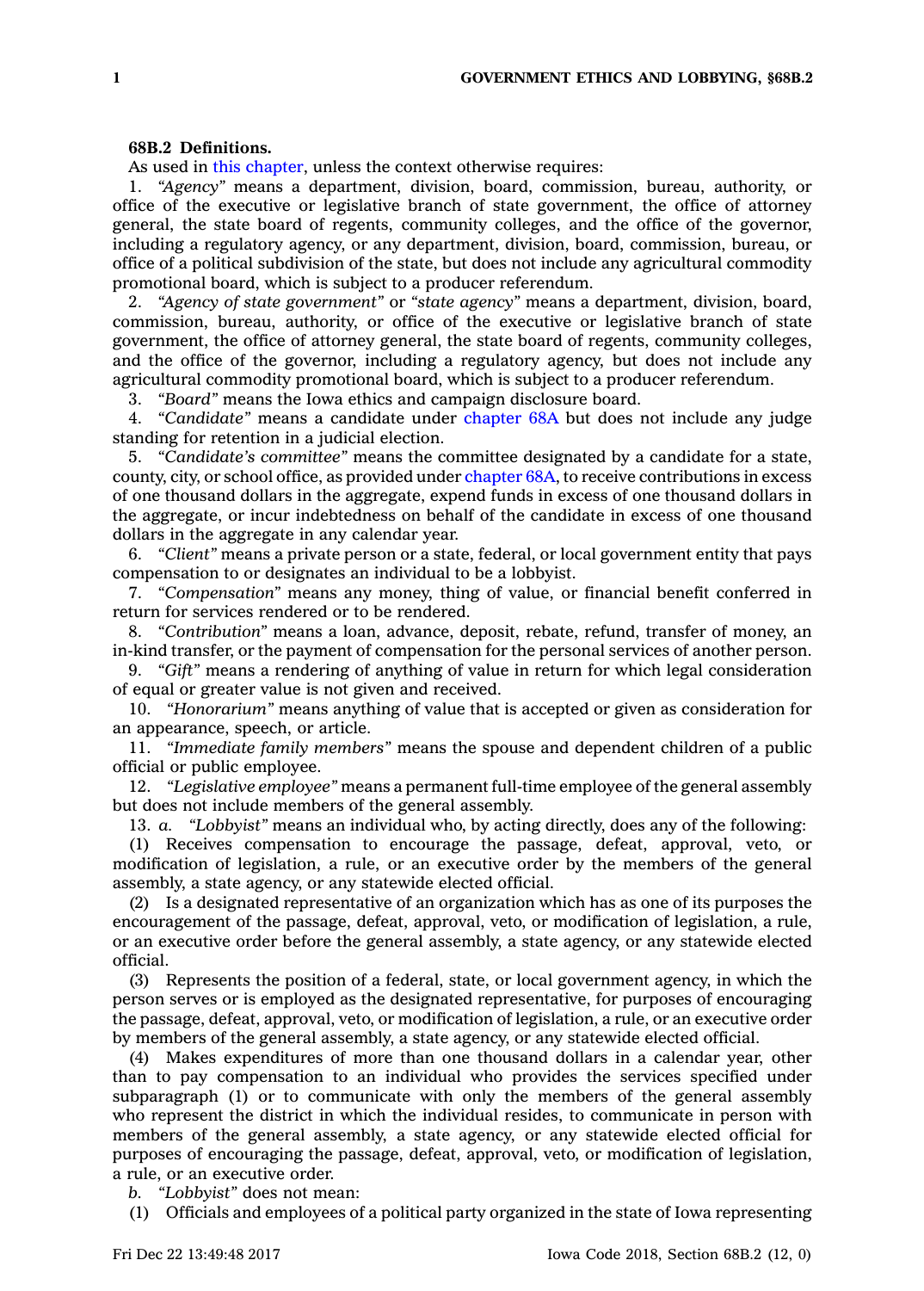**68B.2 Definitions.**

As used in this chapter, unless the context otherwise requires:

1. *"Agency"* means a department, division, board, commission, bureau, authority, or office of the executive or legislative branch of state government, the office of attorney general, the state board of regents, community colleges, and the office of the governor, including a regulatory agency, or any department, division, board, commission, bureau, or office of a political subdivision of the state, but does not include any agricultural commodity promotional board, which is subject to a producer referendum.

2. *"Agency of state government"* or *"state agency"* means a department, division, board, commission, bureau, authority, or office of the executive or legislative branch of state government, the office of attorney general, the state board of regents, community colleges, and the office of the governor, including a regulatory agency, but does not include any agricultural commodity promotional board, which is subject to a producer referendum.

3. *"Board"* means the Iowa ethics and campaign disclosure board.

4. *"Candidate"* means a candidate under chapter 68A but does not include any judge standing for retention in a judicial election.

5. *"Candidate's committee"* means the committee designated by a candidate for a state, county, city, or school office, as provided under chapter 68A, to receive contributions in excess of one thousand dollars in the aggregate, expend funds in excess of one thousand dollars in the aggregate, or incur indebtedness on behalf of the candidate in excess of one thousand dollars in the aggregate in any calendar year.

6. *"Client"* means a private person or a state, federal, or local government entity that pays compensation to or designates an individual to be a lobbyist.

7. *"Compensation"* means any money, thing of value, or financial benefit conferred in return for services rendered or to be rendered.

8. *"Contribution"* means a loan, advance, deposit, rebate, refund, transfer of money, an in-kind transfer, or the payment of compensation for the personal services of another person.

9. *"Gift"* means a rendering of anything of value in return for which legal consideration of equal or greater value is not given and received.

10. *"Honorarium"* means anything of value that is accepted or given as consideration for an appearance, speech, or article.

11. *"Immediate family members"* means the spouse and dependent children of a public official or public employee.

12. *"Legislative employee"* means a permanent full-time employee of the general assembly but does not include members of the general assembly.

13. *a. "Lobbyist"* means an individual who, by acting directly, does any of the following:

(1) Receives compensation to encourage the passage, defeat, approval, veto, or modification of legislation, a rule, or an executive order by the members of the general assembly, a state agency, or any statewide elected official.

(2) Is a designated representative of an organization which has as one of its purposes the encouragement of the passage, defeat, approval, veto, or modification of legislation, a rule, or an executive order before the general assembly, a state agency, or any statewide elected official.

(3) Represents the position of a federal, state, or local government agency, in which the person serves or is employed as the designated representative, for purposes of encouraging the passage, defeat, approval, veto, or modification of legislation, a rule, or an executive order by members of the general assembly, a state agency, or any statewide elected official.

(4) Makes expenditures of more than one thousand dollars in a calendar year, other than to pay compensation to an individual who provides the services specified under subparagraph (1) or to communicate with only the members of the general assembly who represent the district in which the individual resides, to communicate in person with members of the general assembly, a state agency, or any statewide elected official for purposes of encouraging the passage, defeat, approval, veto, or modification of legislation, a rule, or an executive order.

*b. "Lobbyist"* does not mean:

(1) Officials and employees of a political party organized in the state of Iowa representing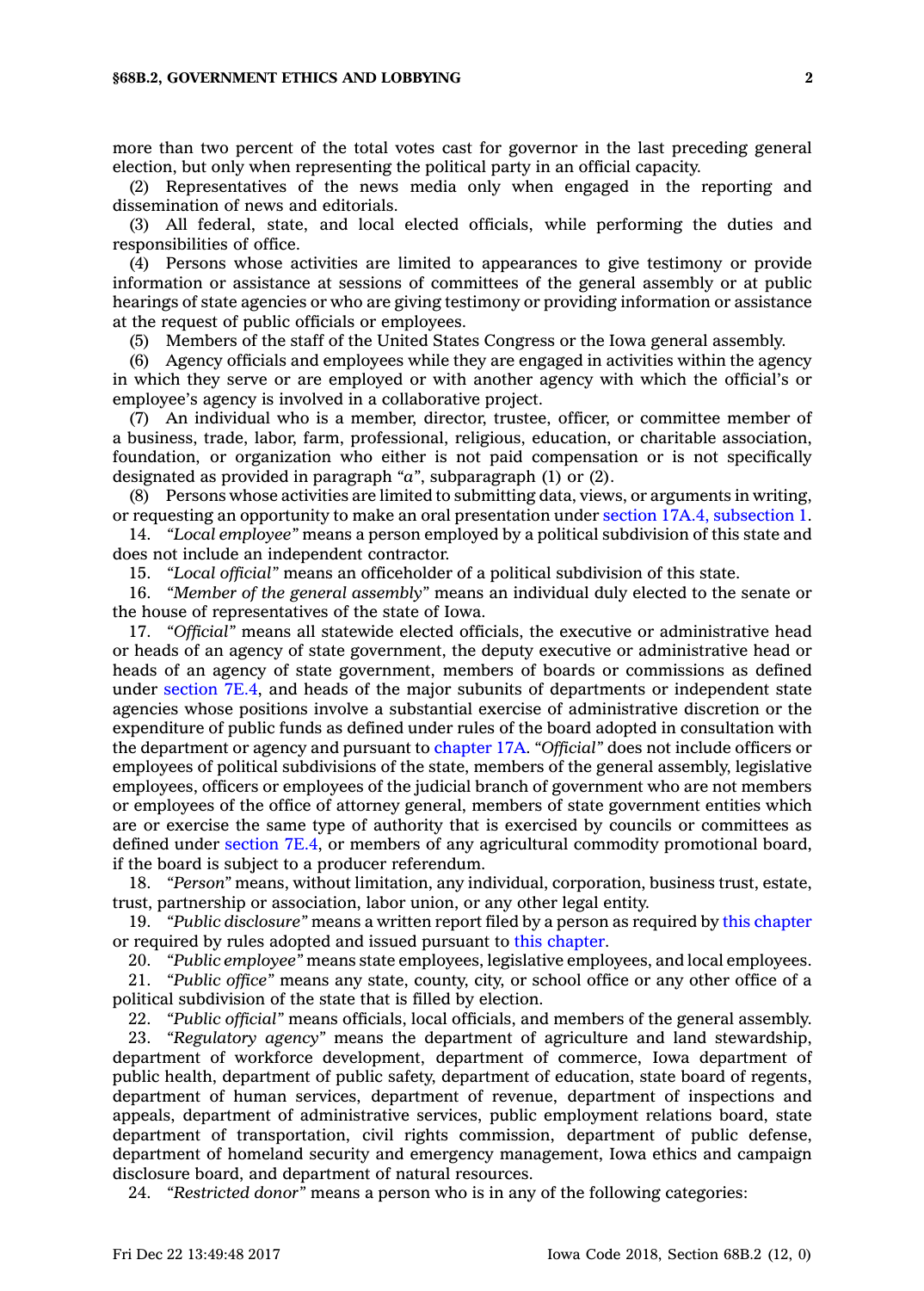more than two percent of the total votes cast for governor in the last preceding general election, but only when representing the political party in an official capacity.

(2) Representatives of the news media only when engaged in the reporting and dissemination of news and editorials.

(3) All federal, state, and local elected officials, while performing the duties and responsibilities of office.

(4) Persons whose activities are limited to appearances to give testimony or provide information or assistance at sessions of committees of the general assembly or at public hearings of state agencies or who are giving testimony or providing information or assistance at the request of public officials or employees.

(5) Members of the staff of the United States Congress or the Iowa general assembly.

(6) Agency officials and employees while they are engaged in activities within the agency in which they serve or are employed or with another agency with which the official's or employee's agency is involved in a collaborative project.

(7) An individual who is a member, director, trustee, officer, or committee member of a business, trade, labor, farm, professional, religious, education, or charitable association, foundation, or organization who either is not paid compensation or is not specifically designated as provided in paragraph *"a"*, subparagraph (1) or (2).

(8) Persons whose activities are limited to submitting data, views, or arguments in writing, or requesting an opportunity to make an oral presentation under section 17A.4, subsection 1.

14. *"Local employee"* means a person employed by a political subdivision of this state and does not include an independent contractor.

15. *"Local official"* means an officeholder of a political subdivision of this state.

16. *"Member of the general assembly"* means an individual duly elected to the senate or the house of representatives of the state of Iowa.

17. *"Official"* means all statewide elected officials, the executive or administrative head or heads of an agency of state government, the deputy executive or administrative head or heads of an agency of state government, members of boards or commissions as defined under section 7E.4, and heads of the major subunits of departments or independent state agencies whose positions involve a substantial exercise of administrative discretion or the expenditure of public funds as defined under rules of the board adopted in consultation with the department or agency and pursuant to chapter 17A. *"Official"* does not include officers or employees of political subdivisions of the state, members of the general assembly, legislative employees, officers or employees of the judicial branch of government who are not members or employees of the office of attorney general, members of state government entities which are or exercise the same type of authority that is exercised by councils or committees as defined under section 7E.4, or members of any agricultural commodity promotional board, if the board is subject to a producer referendum.

18. *"Person"* means, without limitation, any individual, corporation, business trust, estate, trust, partnership or association, labor union, or any other legal entity.

19. *"Public disclosure"* means a written report filed by a person as required by this chapter or required by rules adopted and issued pursuant to this chapter.

20. *"Public employee"* means state employees, legislative employees, and local employees.

21. *"Public office"* means any state, county, city, or school office or any other office of a political subdivision of the state that is filled by election.

22. *"Public official"* means officials, local officials, and members of the general assembly.

23. *"Regulatory agency"* means the department of agriculture and land stewardship, department of workforce development, department of commerce, Iowa department of public health, department of public safety, department of education, state board of regents, department of human services, department of revenue, department of inspections and appeals, department of administrative services, public employment relations board, state department of transportation, civil rights commission, department of public defense, department of homeland security and emergency management, Iowa ethics and campaign disclosure board, and department of natural resources.

24. *"Restricted donor"* means a person who is in any of the following categories: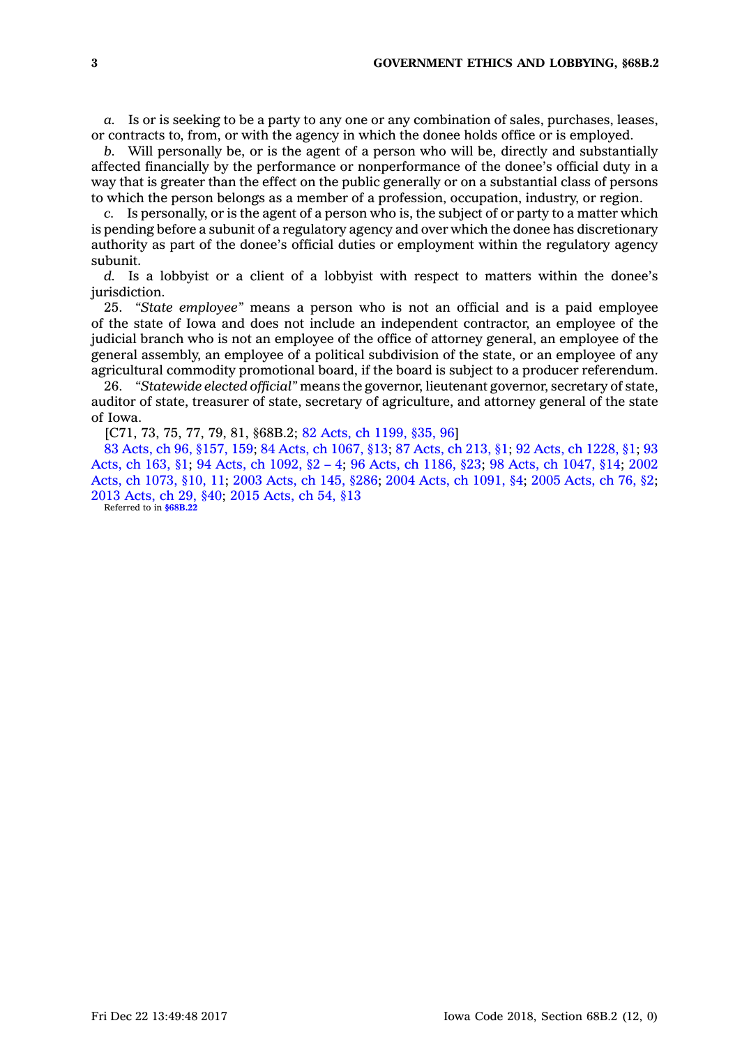*a.* Is or is seeking to be a party to any one or any combination of sales, purchases, leases, or contracts to, from, or with the agency in which the donee holds office or is employed.

*b.* Will personally be, or is the agent of a person who will be, directly and substantially affected financially by the performance or nonperformance of the donee's official duty in a way that is greater than the effect on the public generally or on a substantial class of persons to which the person belongs as a member of a profession, occupation, industry, or region.

*c.* Is personally, or is the agent of a person who is, the subject of or party to a matter which is pending before a subunit of a regulatory agency and over which the donee has discretionary authority as part of the donee's official duties or employment within the regulatory agency subunit.

*d.* Is a lobbyist or a client of a lobbyist with respect to matters within the donee's jurisdiction.

25. *"State employee"* means a person who is not an official and is a paid employee of the state of Iowa and does not include an independent contractor, an employee of the judicial branch who is not an employee of the office of attorney general, an employee of the general assembly, an employee of a political subdivision of the state, or an employee of any agricultural commodity promotional board, if the board is subject to a producer referendum.

26. *"Statewide elected official"* means the governor, lieutenant governor, secretary of state, auditor of state, treasurer of state, secretary of agriculture, and attorney general of the state of Iowa.

[C71, 73, 75, 77, 79, 81, §68B.2; 82 Acts, ch 1199, §35, 96]

83 Acts, ch 96, §157, 159; 84 Acts, ch 1067, §13; 87 Acts, ch 213, §1; 92 Acts, ch 1228, §1; 93 Acts, ch 163, §1; 94 Acts, ch 1092, §2 – 4; 96 Acts, ch 1186, §23; 98 Acts, ch 1047, §14; 2002 Acts, ch 1073, §10, 11; 2003 Acts, ch 145, §286; 2004 Acts, ch 1091, §4; 2005 Acts, ch 76, §2; 2013 Acts, ch 29, §40; 2015 Acts, ch 54, §13

Referred to in **§68B.22**